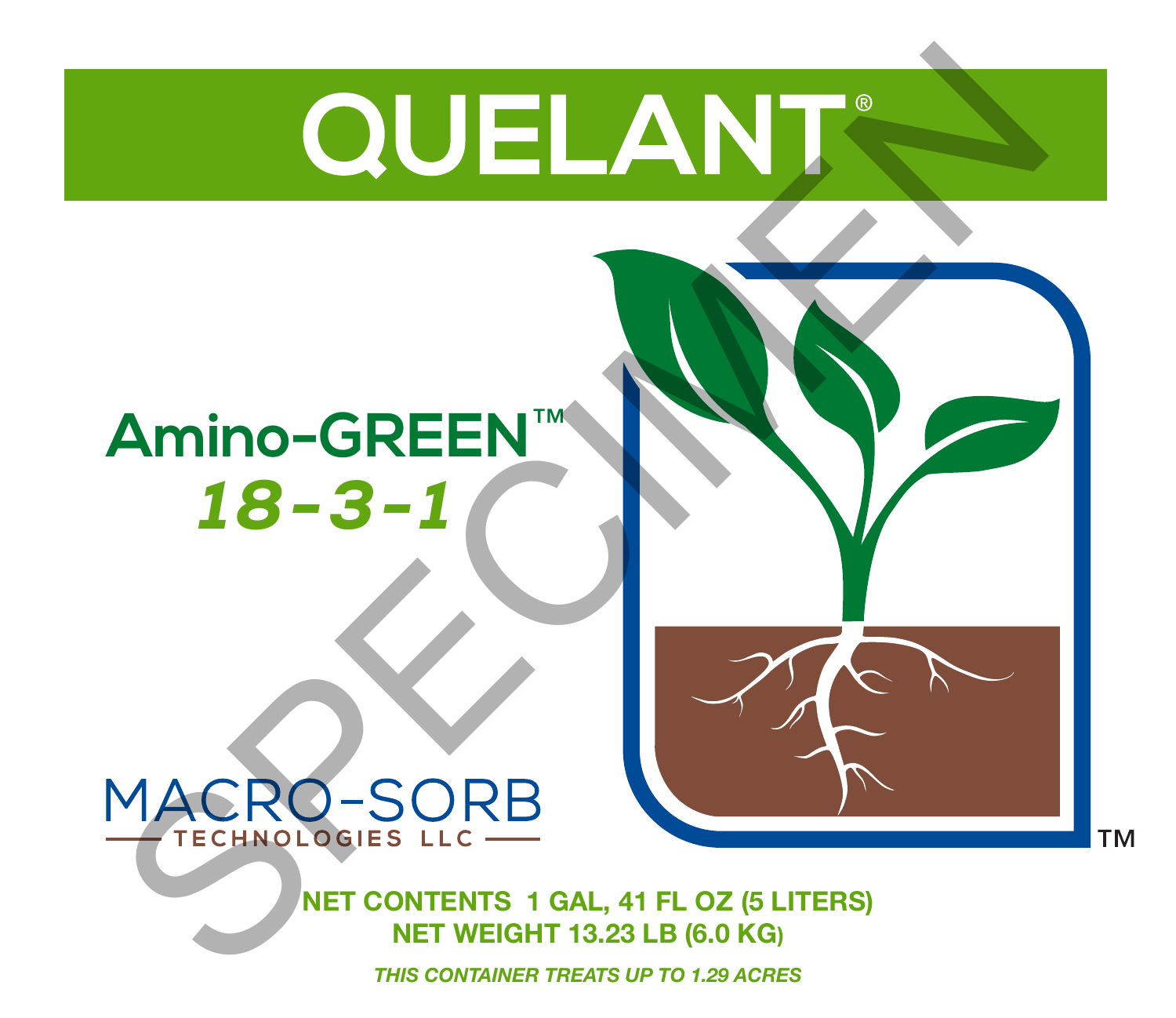# QUELANT®

## Amino-GREEN™
## *18-3-1*

MACRO-SORB
TECHNOLOGIES LLC

TM

**NET CONTENTS 1 GAL, 41 FL OZ (5 LITERS)**
**NET WEIGHT 13.23 LB (6.0 KG)**

***THIS CONTAINER TREATS UP TO 1.29 ACRES***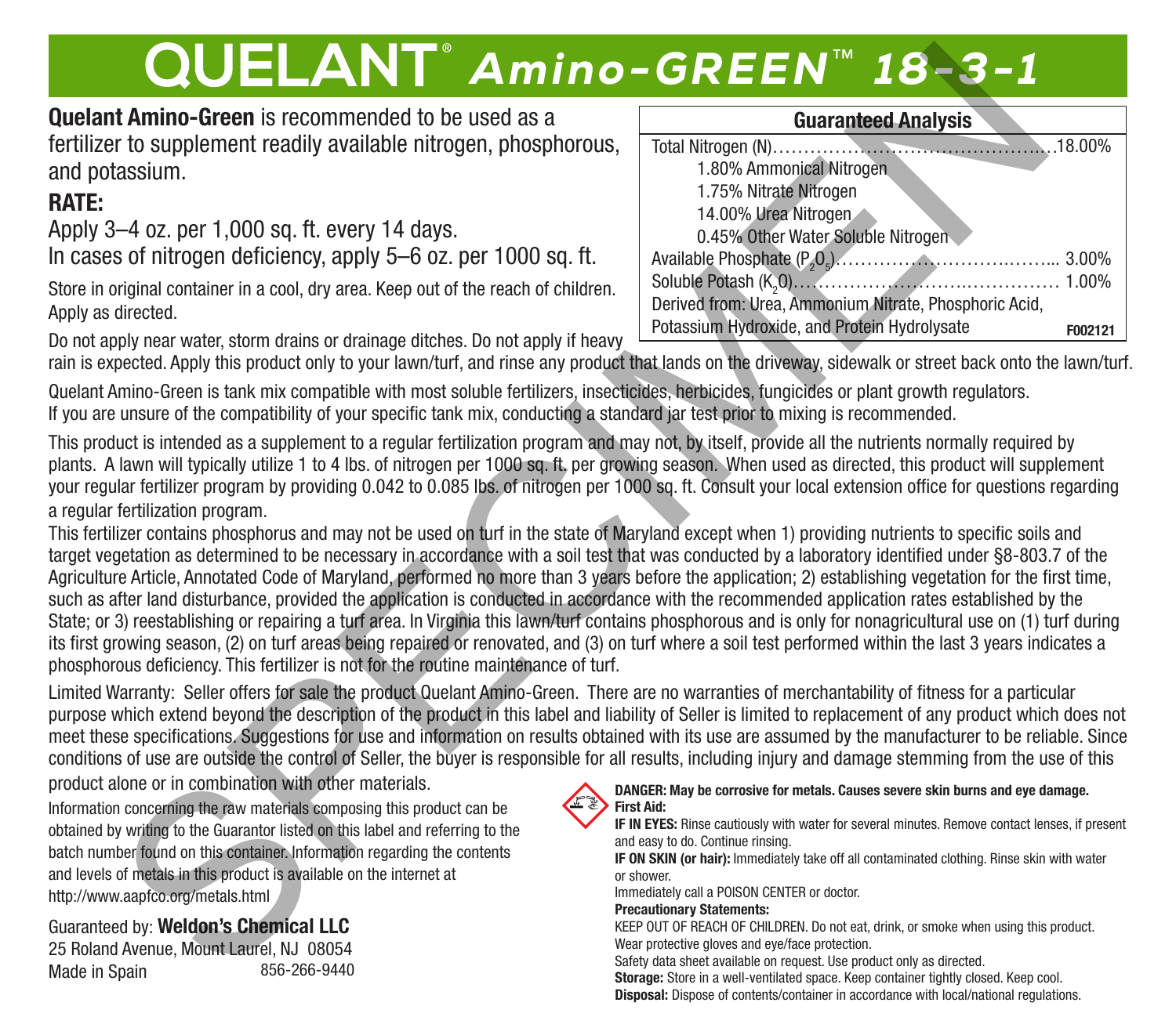# QUELANT® *Amino-GREEN™ 18-3-1*

**Quelant Amino-Green** is recommended to be used as a fertilizer to supplement readily available nitrogen, phosphorous, and potassium.

**RATE:**

Apply 3–4 oz. per 1,000 sq. ft. every 14 days.
In cases of nitrogen deficiency, apply 5–6 oz. per 1000 sq. ft.

Store in original container in a cool, dry area. Keep out of the reach of children. Apply as directed.

| Guaranteed Analysis | |
|---|---|
| Total Nitrogen (N) | 18.00% |
| 1.80% Ammonical Nitrogen | |
| 1.75% Nitrate Nitrogen | |
| 14.00% Urea Nitrogen | |
| 0.45% Other Water Soluble Nitrogen | |
| Available Phosphate ($P_2O_5$) | 3.00% |
| Soluble Potash ($K_2O$) | 1.00% |
| Derived from: Urea, Ammonium Nitrate, Phosphoric Acid, Potassium Hydroxide, and Protein Hydrolysate | F002121 |

Do not apply near water, storm drains or drainage ditches. Do not apply if heavy rain is expected. Apply this product only to your lawn/turf, and rinse any product that lands on the driveway, sidewalk or street back onto the lawn/turf.

Quelant Amino-Green is tank mix compatible with most soluble fertilizers, insecticides, herbicides, fungicides or plant growth regulators. If you are unsure of the compatibility of your specific tank mix, conducting a standard jar test prior to mixing is recommended.

This product is intended as a supplement to a regular fertilization program and may not, by itself, provide all the nutrients normally required by plants. A lawn will typically utilize 1 to 4 lbs. of nitrogen per 1000 sq. ft. per growing season. When used as directed, this product will supplement your regular fertilizer program by providing 0.042 to 0.085 lbs. of nitrogen per 1000 sq. ft. Consult your local extension office for questions regarding a regular fertilization program.

This fertilizer contains phosphorus and may not be used on turf in the state of Maryland except when 1) providing nutrients to specific soils and target vegetation as determined to be necessary in accordance with a soil test that was conducted by a laboratory identified under §8-803.7 of the Agriculture Article, Annotated Code of Maryland, performed no more than 3 years before the application; 2) establishing vegetation for the first time, such as after land disturbance, provided the application is conducted in accordance with the recommended application rates established by the State; or 3) reestablishing or repairing a turf area. In Virginia this lawn/turf contains phosphorous and is only for nonagricultural use on (1) turf during its first growing season, (2) on turf areas being repaired or renovated, and (3) on turf where a soil test performed within the last 3 years indicates a phosphorous deficiency. This fertilizer is not for the routine maintenance of turf.

Limited Warranty: Seller offers for sale the product Quelant Amino-Green. There are no warranties of merchantability of fitness for a particular purpose which extend beyond the description of the product in this label and liability of Seller is limited to replacement of any product which does not meet these specifications. Suggestions for use and information on results obtained with its use are assumed by the manufacturer to be reliable. Since conditions of use are outside the control of Seller, the buyer is responsible for all results, including injury and damage stemming from the use of this product alone or in combination with other materials.

Information concerning the raw materials composing this product can be obtained by writing to the Guarantor listed on this label and referring to the batch number found on this container. Information regarding the contents and levels of metals in this product is available on the internet at http://www.aapfco.org/metals.html

Guaranteed by: **Weldon's Chemical LLC**
25 Roland Avenue, Mount Laurel, NJ 08054
Made in Spain 856-266-9440

**DANGER: May be corrosive for metals. Causes severe skin burns and eye damage.**

**First Aid:**

**IF IN EYES:** Rinse cautiously with water for several minutes. Remove contact lenses, if present and easy to do. Continue rinsing.

**IF ON SKIN (or hair):** Immediately take off all contaminated clothing. Rinse skin with water or shower.

Immediately call a POISON CENTER or doctor.

**Precautionary Statements:**

KEEP OUT OF REACH OF CHILDREN. Do not eat, drink, or smoke when using this product.
Wear protective gloves and eye/face protection.
Safety data sheet available on request. Use product only as directed.

**Storage:** Store in a well-ventilated space. Keep container tightly closed. Keep cool.

**Disposal:** Dispose of contents/container in accordance with local/national regulations.

SPECIMEN